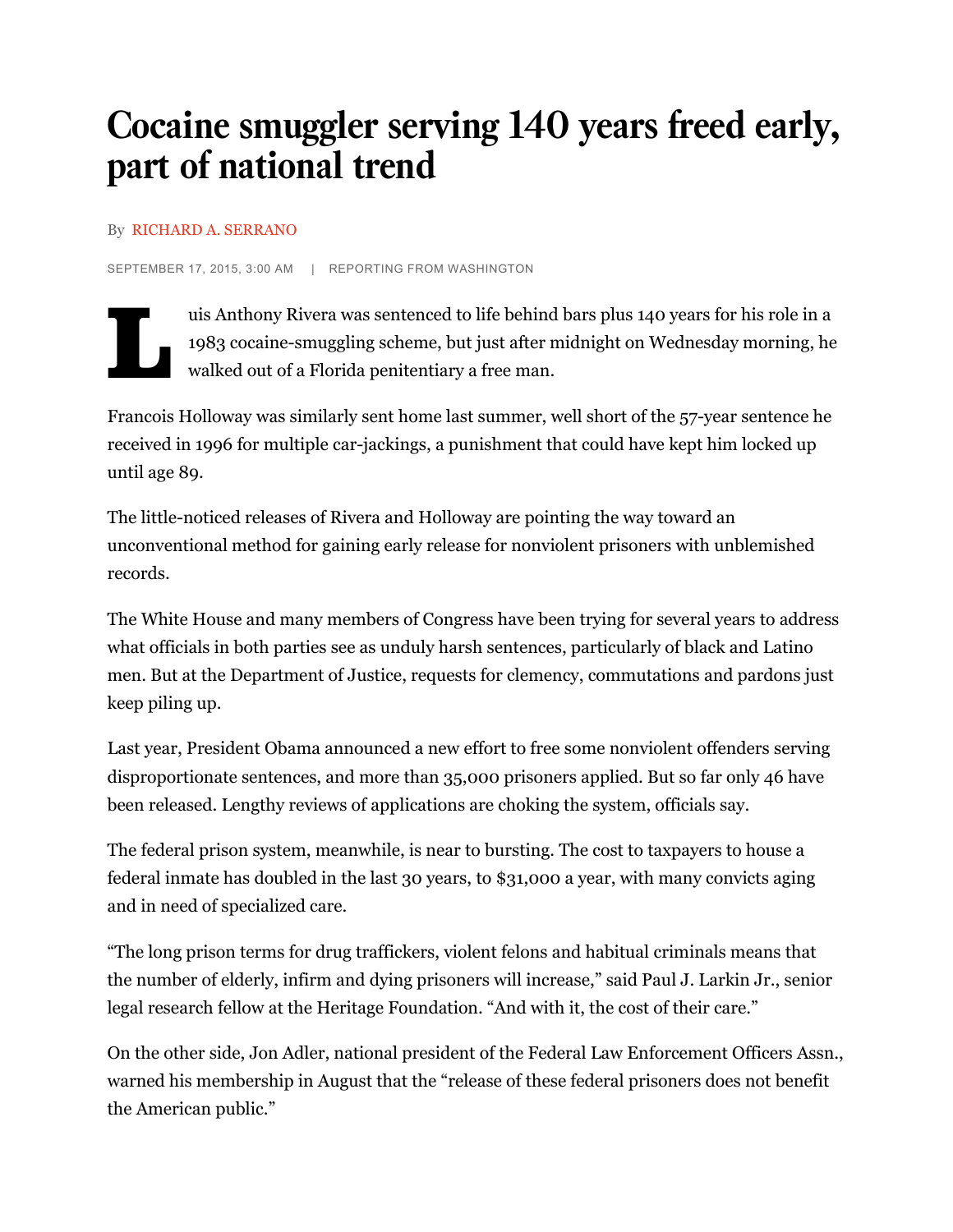# Cocaine smuggler serving 140 years freed early, part of national trend

By RICHARD A. SERRANO

SEPTEMBER 17, 2015, 3:00 AM | REPORTING FROM WASHINGTON

Luis Anthony Rivera was sentenced to life behind bars plus 140 years for his role in a 1983 cocaine-smuggling scheme, but just after midnight on Wednesday morning, he walked out of a Florida penitentiary a free man.

Francois Holloway was similarly sent home last summer, well short of the 57-year sentence he received in 1996 for multiple car-jackings, a punishment that could have kept him locked up until age 89.

The little-noticed releases of Rivera and Holloway are pointing the way toward an unconventional method for gaining early release for nonviolent prisoners with unblemished records.

The White House and many members of Congress have been trying for several years to address what officials in both parties see as unduly harsh sentences, particularly of black and Latino men. But at the Department of Justice, requests for clemency, commutations and pardons just keep piling up.

Last year, President Obama announced a new effort to free some nonviolent offenders serving disproportionate sentences, and more than 35,000 prisoners applied. But so far only 46 have been released. Lengthy reviews of applications are choking the system, officials say.

The federal prison system, meanwhile, is near to bursting. The cost to taxpayers to house a federal inmate has doubled in the last 30 years, to $31,000 a year, with many convicts aging and in need of specialized care.

"The long prison terms for drug traffickers, violent felons and habitual criminals means that the number of elderly, infirm and dying prisoners will increase," said Paul J. Larkin Jr., senior legal research fellow at the Heritage Foundation. "And with it, the cost of their care."

On the other side, Jon Adler, national president of the Federal Law Enforcement Officers Assn., warned his membership in August that the "release of these federal prisoners does not benefit the American public."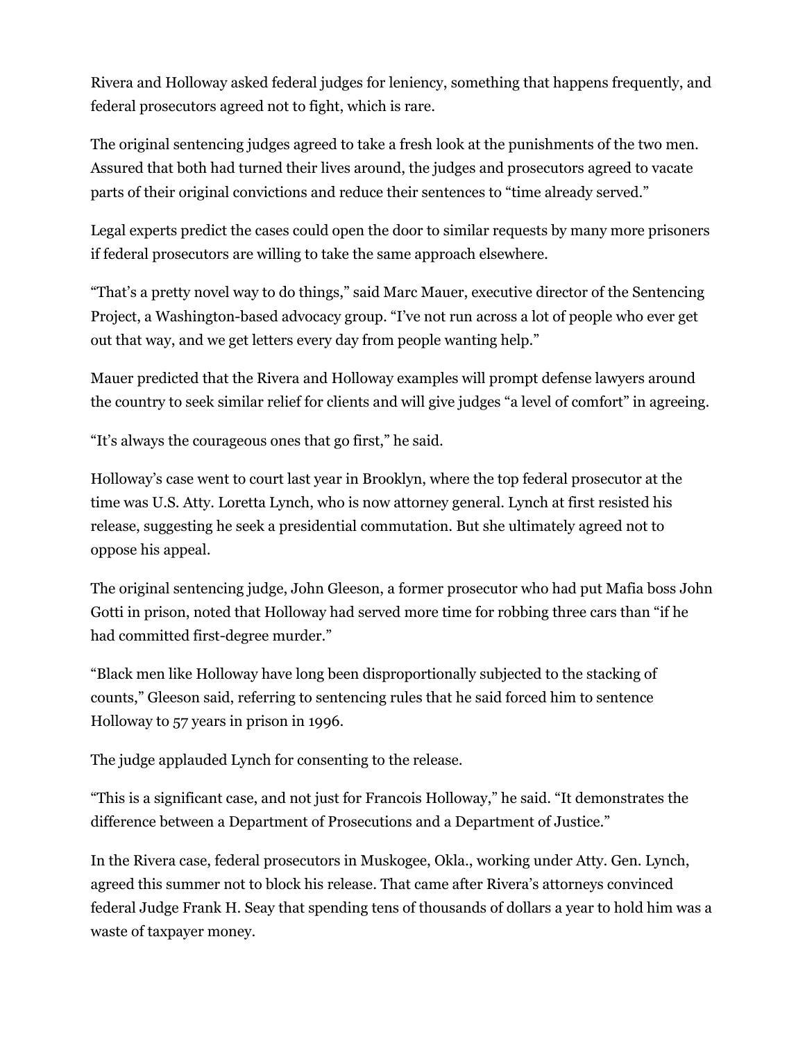Rivera and Holloway asked federal judges for leniency, something that happens frequently, and federal prosecutors agreed not to fight, which is rare.

The original sentencing judges agreed to take a fresh look at the punishments of the two men. Assured that both had turned their lives around, the judges and prosecutors agreed to vacate parts of their original convictions and reduce their sentences to "time already served."

Legal experts predict the cases could open the door to similar requests by many more prisoners if federal prosecutors are willing to take the same approach elsewhere.

"That's a pretty novel way to do things," said Marc Mauer, executive director of the Sentencing Project, a Washington-based advocacy group. "I've not run across a lot of people who ever get out that way, and we get letters every day from people wanting help."

Mauer predicted that the Rivera and Holloway examples will prompt defense lawyers around the country to seek similar relief for clients and will give judges "a level of comfort" in agreeing.

"It's always the courageous ones that go first," he said.

Holloway's case went to court last year in Brooklyn, where the top federal prosecutor at the time was U.S. Atty. Loretta Lynch, who is now attorney general. Lynch at first resisted his release, suggesting he seek a presidential commutation. But she ultimately agreed not to oppose his appeal.

The original sentencing judge, John Gleeson, a former prosecutor who had put Mafia boss John Gotti in prison, noted that Holloway had served more time for robbing three cars than "if he had committed first-degree murder."

"Black men like Holloway have long been disproportionally subjected to the stacking of counts," Gleeson said, referring to sentencing rules that he said forced him to sentence Holloway to 57 years in prison in 1996.

The judge applauded Lynch for consenting to the release.

"This is a significant case, and not just for Francois Holloway," he said. "It demonstrates the difference between a Department of Prosecutions and a Department of Justice."

In the Rivera case, federal prosecutors in Muskogee, Okla., working under Atty. Gen. Lynch, agreed this summer not to block his release. That came after Rivera's attorneys convinced federal Judge Frank H. Seay that spending tens of thousands of dollars a year to hold him was a waste of taxpayer money.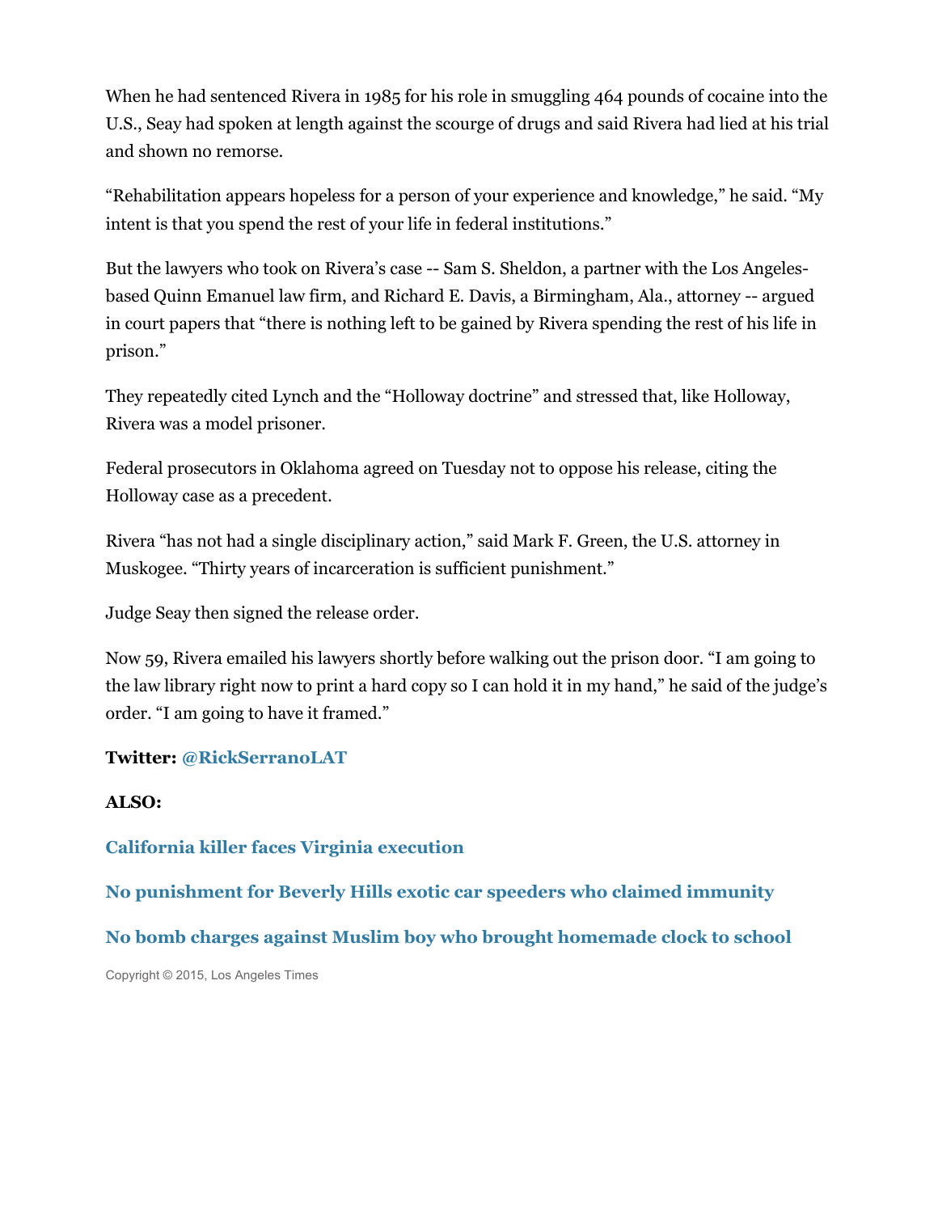When he had sentenced Rivera in 1985 for his role in smuggling 464 pounds of cocaine into the U.S., Seay had spoken at length against the scourge of drugs and said Rivera had lied at his trial and shown no remorse.

“Rehabilitation appears hopeless for a person of your experience and knowledge,” he said. “My intent is that you spend the rest of your life in federal institutions.”

But the lawyers who took on Rivera’s case -- Sam S. Sheldon, a partner with the Los Angeles-based Quinn Emanuel law firm, and Richard E. Davis, a Birmingham, Ala., attorney -- argued in court papers that “there is nothing left to be gained by Rivera spending the rest of his life in prison.”

They repeatedly cited Lynch and the “Holloway doctrine” and stressed that, like Holloway, Rivera was a model prisoner.

Federal prosecutors in Oklahoma agreed on Tuesday not to oppose his release, citing the Holloway case as a precedent.

Rivera “has not had a single disciplinary action,” said Mark F. Green, the U.S. attorney in Muskogee. “Thirty years of incarceration is sufficient punishment.”

Judge Seay then signed the release order.

Now 59, Rivera emailed his lawyers shortly before walking out the prison door. “I am going to the law library right now to print a hard copy so I can hold it in my hand,” he said of the judge’s order. “I am going to have it framed.”

**Twitter: @RickSerranoLAT**

**ALSO:**

**California killer faces Virginia execution**

**No punishment for Beverly Hills exotic car speeders who claimed immunity**

**No bomb charges against Muslim boy who brought homemade clock to school**

Copyright © 2015, Los Angeles Times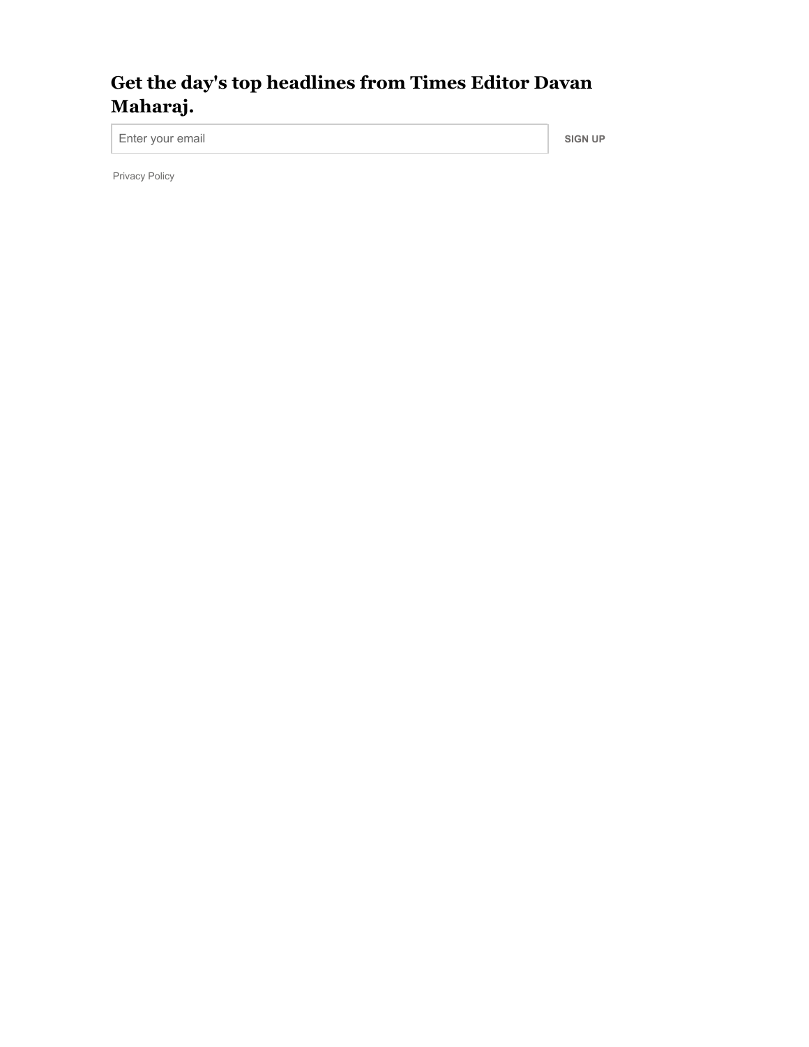## Get the day's top headlines from Times Editor Davan Maharaj.

Enter your email

SIGN UP

Privacy Policy